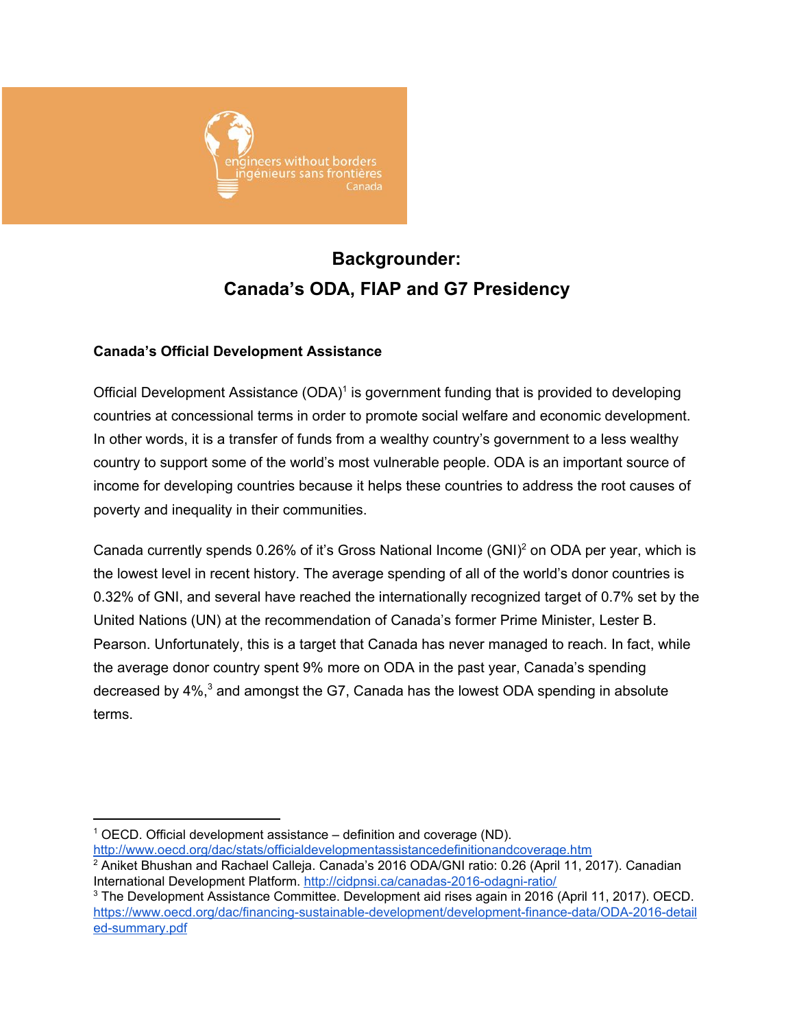engineers without borders
ingénieurs sans frontières
Canada

# Backgrounder:
# Canada's ODA, FIAP and G7 Presidency

### Canada's Official Development Assistance

Official Development Assistance (ODA)[1] is government funding that is provided to developing countries at concessional terms in order to promote social welfare and economic development. In other words, it is a transfer of funds from a wealthy country's government to a less wealthy country to support some of the world's most vulnerable people. ODA is an important source of income for developing countries because it helps these countries to address the root causes of poverty and inequality in their communities.

Canada currently spends 0.26% of it's Gross National Income (GNI)[2] on ODA per year, which is the lowest level in recent history. The average spending of all of the world's donor countries is 0.32% of GNI, and several have reached the internationally recognized target of 0.7% set by the United Nations (UN) at the recommendation of Canada's former Prime Minister, Lester B. Pearson. Unfortunately, this is a target that Canada has never managed to reach. In fact, while the average donor country spent 9% more on ODA in the past year, Canada's spending decreased by 4%,[3] and amongst the G7, Canada has the lowest ODA spending in absolute terms.

---

[1] OECD. Official development assistance – definition and coverage (ND). http://www.oecd.org/dac/stats/officialdevelopmentassistancedefinitionandcoverage.htm

[2] Aniket Bhushan and Rachael Calleja. Canada's 2016 ODA/GNI ratio: 0.26 (April 11, 2017). Canadian International Development Platform. http://cidpnsi.ca/canadas-2016-odagni-ratio/

[3] The Development Assistance Committee. Development aid rises again in 2016 (April 11, 2017). OECD. https://www.oecd.org/dac/financing-sustainable-development/development-finance-data/ODA-2016-detailed-summary.pdf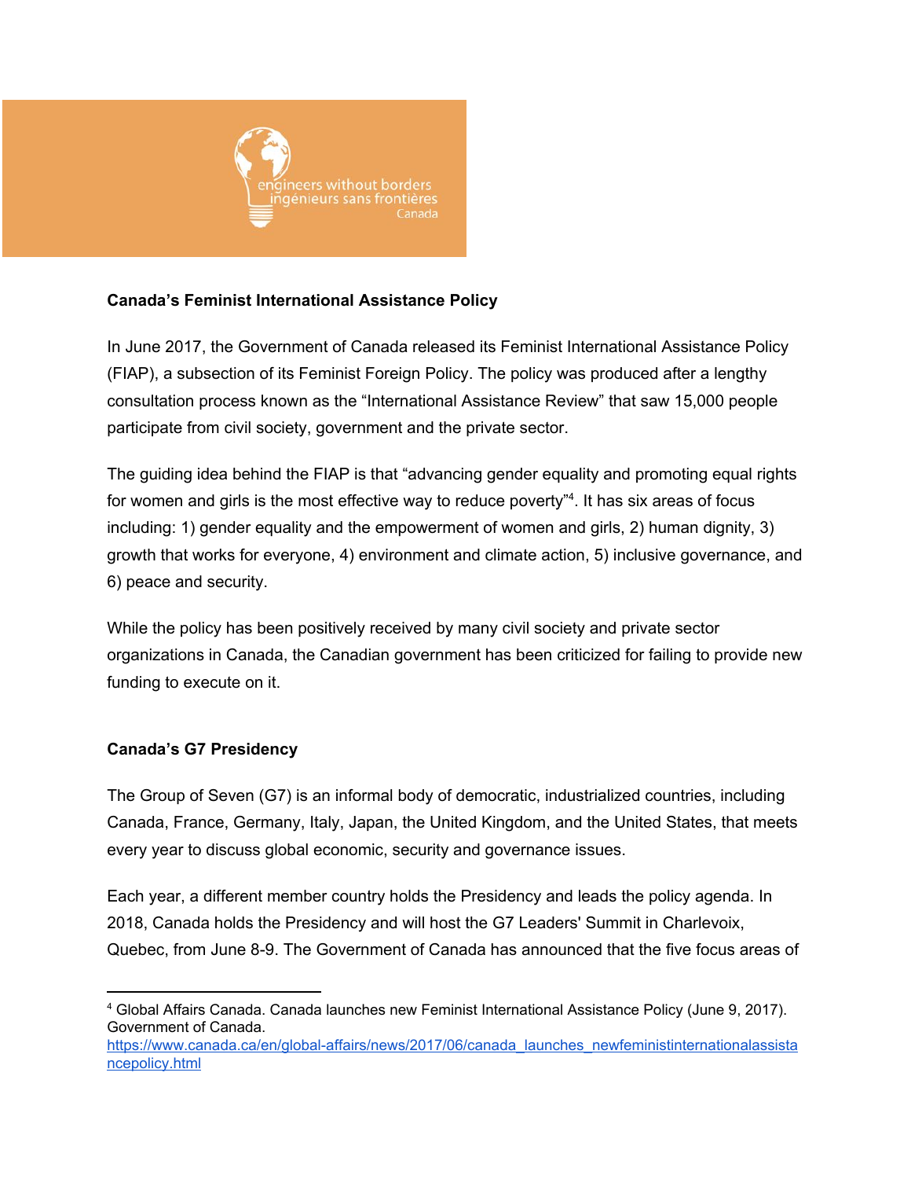**Canada's Feminist International Assistance Policy**

In June 2017, the Government of Canada released its Feminist International Assistance Policy (FIAP), a subsection of its Feminist Foreign Policy. The policy was produced after a lengthy consultation process known as the "International Assistance Review" that saw 15,000 people participate from civil society, government and the private sector.

The guiding idea behind the FIAP is that "advancing gender equality and promoting equal rights for women and girls is the most effective way to reduce poverty"[4]. It has six areas of focus including: 1) gender equality and the empowerment of women and girls, 2) human dignity, 3) growth that works for everyone, 4) environment and climate action, 5) inclusive governance, and 6) peace and security.

While the policy has been positively received by many civil society and private sector organizations in Canada, the Canadian government has been criticized for failing to provide new funding to execute on it.

**Canada's G7 Presidency**

The Group of Seven (G7) is an informal body of democratic, industrialized countries, including Canada, France, Germany, Italy, Japan, the United Kingdom, and the United States, that meets every year to discuss global economic, security and governance issues.

Each year, a different member country holds the Presidency and leads the policy agenda. In 2018, Canada holds the Presidency and will host the G7 Leaders' Summit in Charlevoix, Quebec, from June 8-9. The Government of Canada has announced that the five focus areas of

---

[4] Global Affairs Canada. Canada launches new Feminist International Assistance Policy (June 9, 2017). Government of Canada. https://www.canada.ca/en/global-affairs/news/2017/06/canada_launches_newfeministinternationalassistancepolicy.html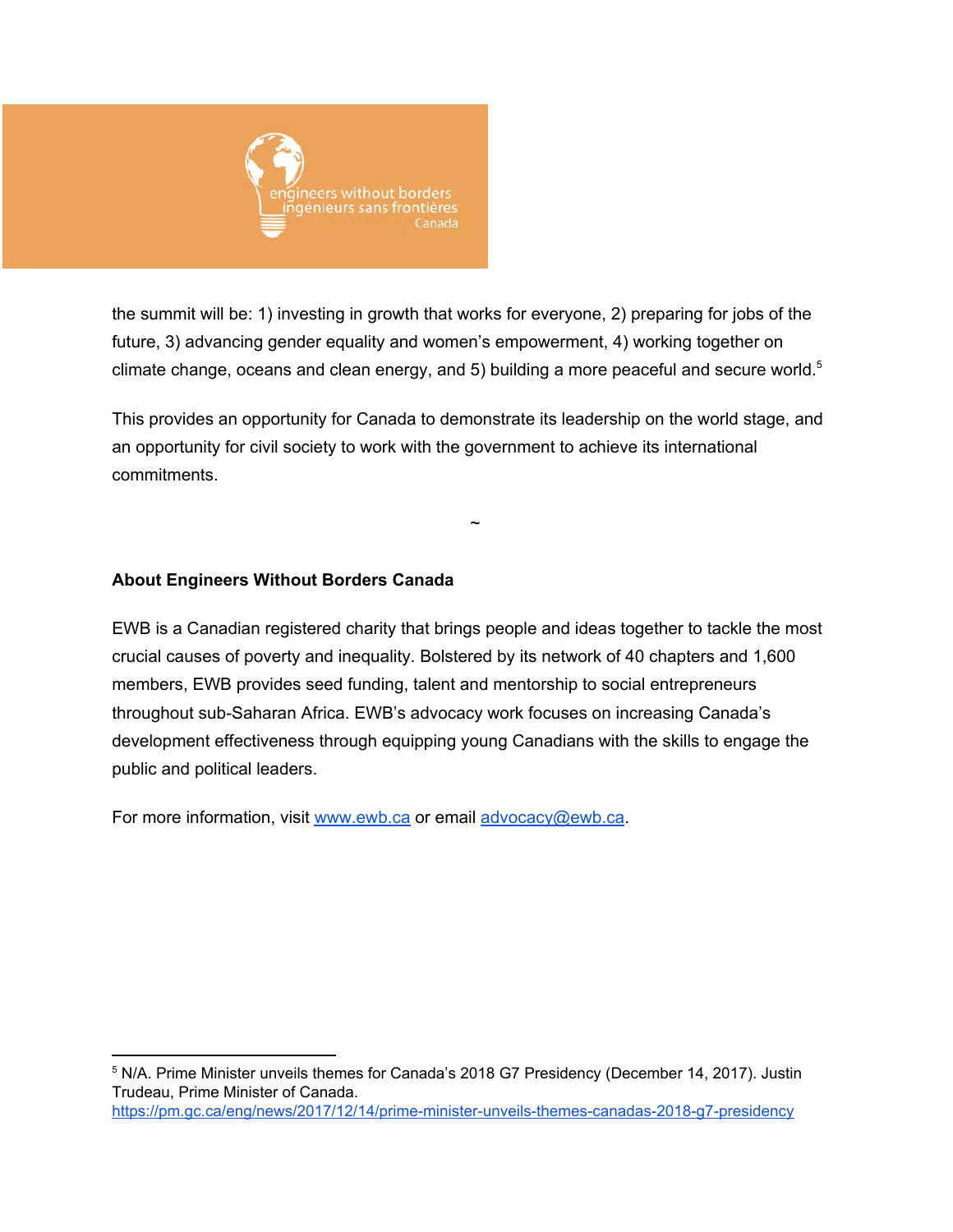the summit will be: 1) investing in growth that works for everyone, 2) preparing for jobs of the future, 3) advancing gender equality and women's empowerment, 4) working together on climate change, oceans and clean energy, and 5) building a more peaceful and secure world.[5]

This provides an opportunity for Canada to demonstrate its leadership on the world stage, and an opportunity for civil society to work with the government to achieve its international commitments.

~

**About Engineers Without Borders Canada**

EWB is a Canadian registered charity that brings people and ideas together to tackle the most crucial causes of poverty and inequality. Bolstered by its network of 40 chapters and 1,600 members, EWB provides seed funding, talent and mentorship to social entrepreneurs throughout sub-Saharan Africa. EWB's advocacy work focuses on increasing Canada's development effectiveness through equipping young Canadians with the skills to engage the public and political leaders.

For more information, visit www.ewb.ca or email advocacy@ewb.ca.

---

[5] N/A. Prime Minister unveils themes for Canada's 2018 G7 Presidency (December 14, 2017). Justin Trudeau, Prime Minister of Canada. https://pm.gc.ca/eng/news/2017/12/14/prime-minister-unveils-themes-canadas-2018-g7-presidency